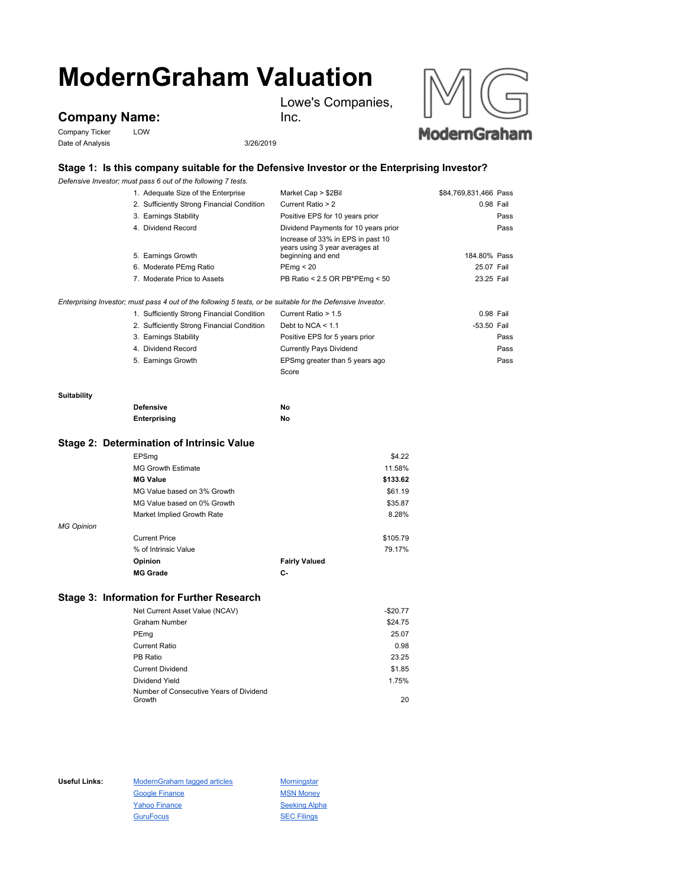# ModernGraham Valuation

## Company Name:

Lowe's Companies, Inc.

Company Ticker: LOW

Date of Analysis: 3/26/2019

### Stage 1: Is this company suitable for the Defensive Investor or the Enterprising Investor?

*Defensive Investor; must pass 6 out of the following 7 tests.*

| Test | Criteria | Value | Result |
|---|---|---|---|
| 1. Adequate Size of the Enterprise | Market Cap > $2Bil | $84,769,831,466 | Pass |
| 2. Sufficiently Strong Financial Condition | Current Ratio > 2 | 0.98 | Fail |
| 3. Earnings Stability | Positive EPS for 10 years prior | | Pass |
| 4. Dividend Record | Dividend Payments for 10 years prior | | Pass |
| 5. Earnings Growth | Increase of 33% in EPS in past 10 years using 3 year averages at beginning and end | 184.80% | Pass |
| 6. Moderate PEmg Ratio | PEmg < 20 | 25.07 | Fail |
| 7. Moderate Price to Assets | PB Ratio < 2.5 OR PB*PEmg < 50 | 23.25 | Fail |

*Enterprising Investor; must pass 4 out of the following 5 tests, or be suitable for the Defensive Investor.*

| Test | Criteria | Value | Result |
|---|---|---|---|
| 1. Sufficiently Strong Financial Condition | Current Ratio > 1.5 | 0.98 | Fail |
| 2. Sufficiently Strong Financial Condition | Debt to NCA < 1.1 | -53.50 | Fail |
| 3. Earnings Stability | Positive EPS for 5 years prior | | Pass |
| 4. Dividend Record | Currently Pays Dividend | | Pass |
| 5. Earnings Growth | EPSmg greater than 5 years ago | | Pass |
| | Score | | |

**Suitability**

| | |
|---|---|
| **Defensive** | **No** |
| **Enterprising** | **No** |

### Stage 2: Determination of Intrinsic Value

| | |
|---|---|
| EPSmg | $4.22 |
| MG Growth Estimate | 11.58% |
| **MG Value** | **$133.62** |
| MG Value based on 3% Growth | $61.19 |
| MG Value based on 0% Growth | $35.87 |
| Market Implied Growth Rate | 8.28% |

*MG Opinion*

| | |
|---|---|
| Current Price | $105.79 |
| % of Intrinsic Value | 79.17% |
| **Opinion** | **Fairly Valued** |
| **MG Grade** | **C-** |

### Stage 3: Information for Further Research

| | |
|---|---|
| Net Current Asset Value (NCAV) | -$20.77 |
| Graham Number | $24.75 |
| PEmg | 25.07 |
| Current Ratio | 0.98 |
| PB Ratio | 23.25 |
| Current Dividend | $1.85 |
| Dividend Yield | 1.75% |
| Number of Consecutive Years of Dividend Growth | 20 |

**Useful Links:**

- ModernGraham tagged articles
- Google Finance
- Yahoo Finance
- GuruFocus
- Morningstar
- MSN Money
- Seeking Alpha
- SEC Filings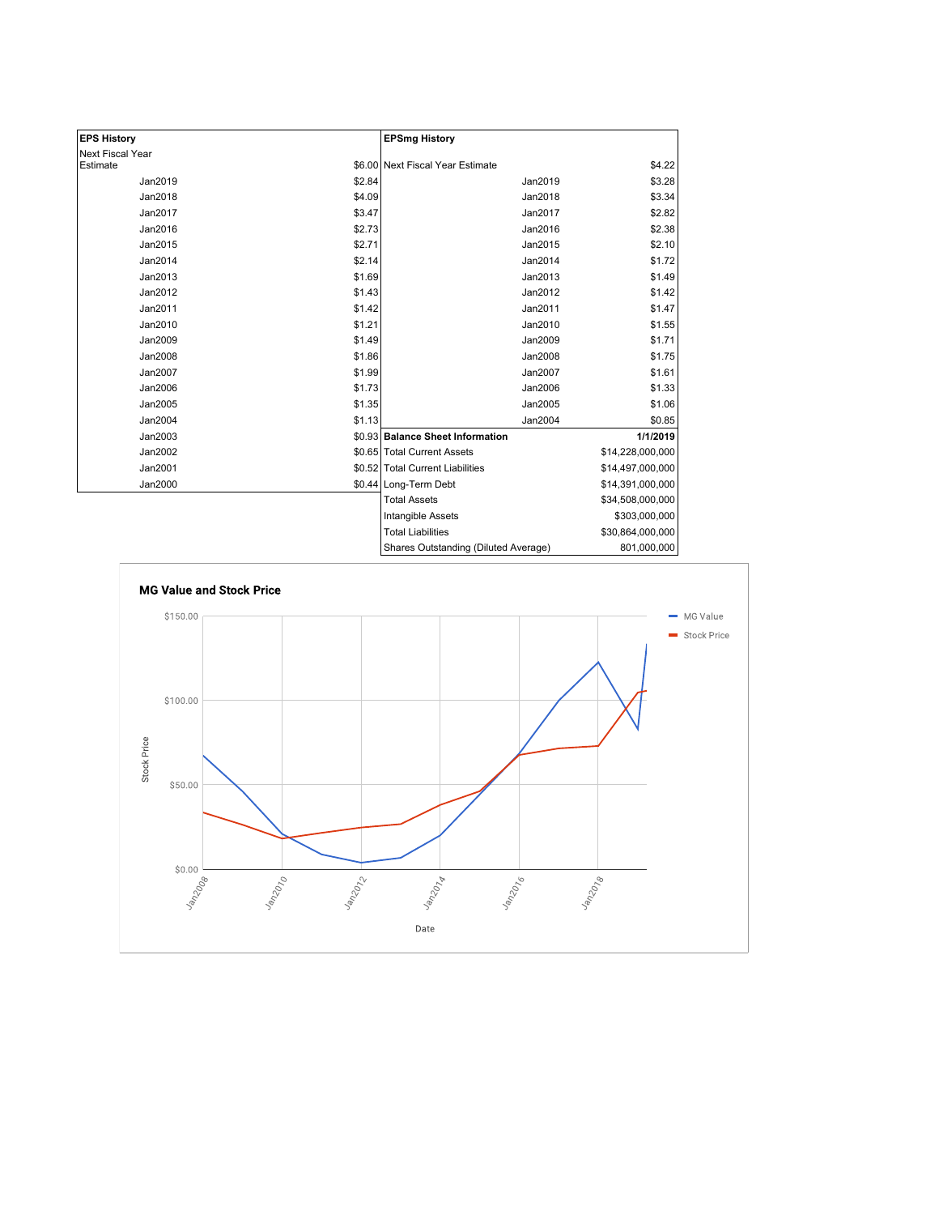| EPS History | |
|---|---|
| Next Fiscal Year Estimate | $6.00 |
| Jan2019 | $2.84 |
| Jan2018 | $4.09 |
| Jan2017 | $3.47 |
| Jan2016 | $2.73 |
| Jan2015 | $2.71 |
| Jan2014 | $2.14 |
| Jan2013 | $1.69 |
| Jan2012 | $1.43 |
| Jan2011 | $1.42 |
| Jan2010 | $1.21 |
| Jan2009 | $1.49 |
| Jan2008 | $1.86 |
| Jan2007 | $1.99 |
| Jan2006 | $1.73 |
| Jan2005 | $1.35 |
| Jan2004 | $1.13 |
| Jan2003 | $0.93 |
| Jan2002 | $0.65 |
| Jan2001 | $0.52 |
| Jan2000 | $0.44 |

| EPSmg History | |
|---|---|
| Next Fiscal Year Estimate | $4.22 |
| Jan2019 | $3.28 |
| Jan2018 | $3.34 |
| Jan2017 | $2.82 |
| Jan2016 | $2.38 |
| Jan2015 | $2.10 |
| Jan2014 | $1.72 |
| Jan2013 | $1.49 |
| Jan2012 | $1.42 |
| Jan2011 | $1.47 |
| Jan2010 | $1.55 |
| Jan2009 | $1.71 |
| Jan2008 | $1.75 |
| Jan2007 | $1.61 |
| Jan2006 | $1.33 |
| Jan2005 | $1.06 |
| Jan2004 | $0.85 |

| Balance Sheet Information | 1/1/2019 |
|---|---|
| Total Current Assets | $14,228,000,000 |
| Total Current Liabilities | $14,497,000,000 |
| Long-Term Debt | $14,391,000,000 |
| Total Assets | $34,508,000,000 |
| Intangible Assets | $303,000,000 |
| Total Liabilities | $30,864,000,000 |
| Shares Outstanding (Diluted Average) | 801,000,000 |

**MG Value and Stock Price**

Stock Price: $150.00, $100.00, $50.00, $0.00

Date: Jan2008, Jan2010, Jan2012, Jan2014, Jan2016, Jan2018

Legend: MG Value, Stock Price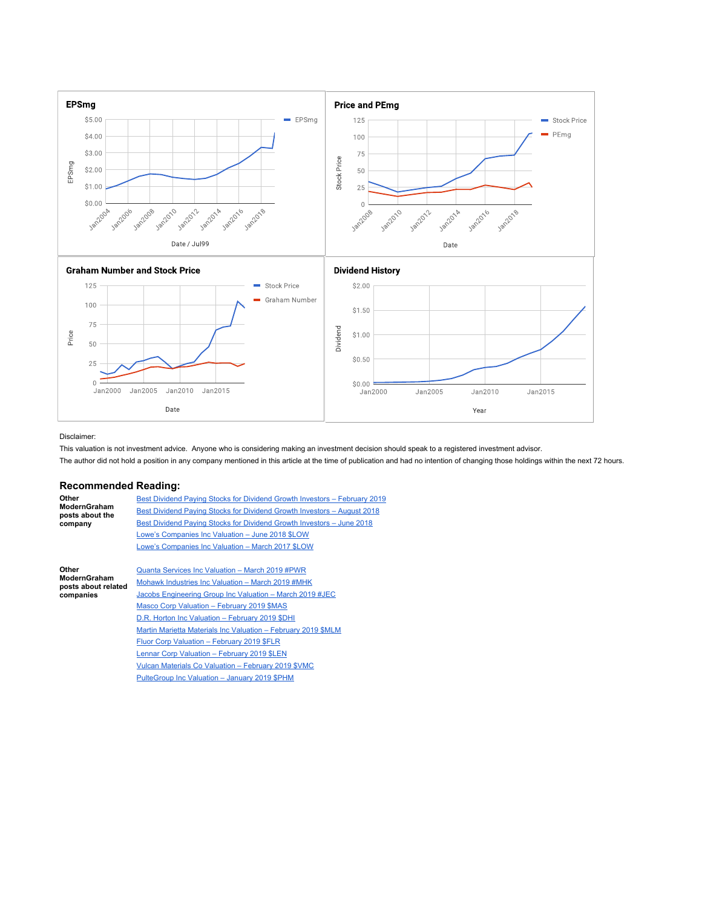EPSmg

$5.00
$4.00
$3.00
$2.00
$1.00
$0.00

EPSmg

Jan2004 Jan2006 Jan2008 Jan2010 Jan2012 Jan2014 Jan2016 Jan2018

Date / Jul99

EPSmg

Price and PEmg

125
100
75
50
25
0

Stock Price

Jan2008 Jan2010 Jan2012 Jan2014 Jan2016 Jan2018

Date

Stock Price
PEmg

Graham Number and Stock Price

125
100
75
50
25
0

Price

Jan2000 Jan2005 Jan2010 Jan2015

Date

Stock Price
Graham Number

Dividend History

$2.00
$1.50
$1.00
$0.50
$0.00

Dividend

Jan2000 Jan2005 Jan2010 Jan2015

Year

Disclaimer:

This valuation is not investment advice. Anyone who is considering making an investment decision should speak to a registered investment advisor.

The author did not hold a position in any company mentioned in this article at the time of publication and had no intention of changing those holdings within the next 72 hours.

## Recommended Reading:

**Other ModernGraham posts about the company**

- Best Dividend Paying Stocks for Dividend Growth Investors – February 2019
- Best Dividend Paying Stocks for Dividend Growth Investors – August 2018
- Best Dividend Paying Stocks for Dividend Growth Investors – June 2018
- Lowe's Companies Inc Valuation – June 2018 $LOW
- Lowe's Companies Inc Valuation – March 2017 $LOW

**Other ModernGraham posts about related companies**

- Quanta Services Inc Valuation – March 2019 #PWR
- Mohawk Industries Inc Valuation – March 2019 #MHK
- Jacobs Engineering Group Inc Valuation – March 2019 #JEC
- Masco Corp Valuation – February 2019 $MAS
- D.R. Horton Inc Valuation – February 2019 $DHI
- Martin Marietta Materials Inc Valuation – February 2019 $MLM
- Fluor Corp Valuation – February 2019 $FLR
- Lennar Corp Valuation – February 2019 $LEN
- Vulcan Materials Co Valuation – February 2019 $VMC
- PulteGroup Inc Valuation – January 2019 $PHM